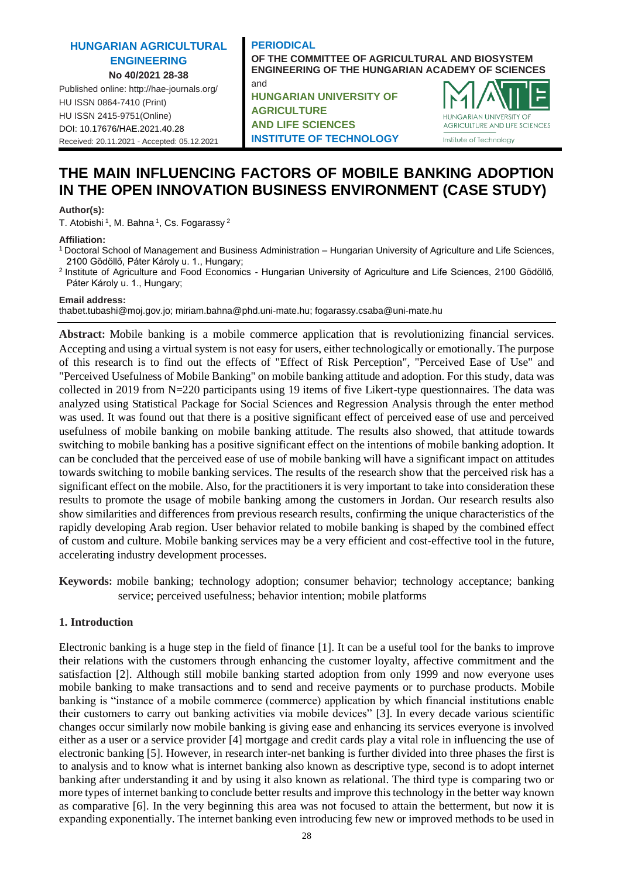**HUNGARIAN AGRICULTURAL ENGINEERING**

**No 40/2021 28-38**

Published online: http://hae-journals.org/
HU ISSN 0864-7410 (Print)
HU ISSN 2415-9751(Online)
DOI: 10.17676/HAE.2021.40.28
Received: 20.11.2021 - Accepted: 05.12.2021

**PERIODICAL**
**OF THE COMMITTEE OF AGRICULTURAL AND BIOSYSTEM ENGINEERING OF THE HUNGARIAN ACADEMY OF SCIENCES**
and
**HUNGARIAN UNIVERSITY OF AGRICULTURE AND LIFE SCIENCES INSTITUTE OF TECHNOLOGY**

# THE MAIN INFLUENCING FACTORS OF MOBILE BANKING ADOPTION IN THE OPEN INNOVATION BUSINESS ENVIRONMENT (CASE STUDY)

**Author(s):**
T. Atobishi [1], M. Bahna [1], Cs. Fogarassy [2]

**Affiliation:**
[1] Doctoral School of Management and Business Administration – Hungarian University of Agriculture and Life Sciences, 2100 Gödöllő, Páter Károly u. 1., Hungary;
[2] Institute of Agriculture and Food Economics - Hungarian University of Agriculture and Life Sciences, 2100 Gödöllő, Páter Károly u. 1., Hungary;

**Email address:**
thabet.tubashi@moj.gov.jo; miriam.bahna@phd.uni-mate.hu; fogarassy.csaba@uni-mate.hu

**Abstract:** Mobile banking is a mobile commerce application that is revolutionizing financial services. Accepting and using a virtual system is not easy for users, either technologically or emotionally. The purpose of this research is to find out the effects of "Effect of Risk Perception", "Perceived Ease of Use" and "Perceived Usefulness of Mobile Banking" on mobile banking attitude and adoption. For this study, data was collected in 2019 from N=220 participants using 19 items of five Likert-type questionnaires. The data was analyzed using Statistical Package for Social Sciences and Regression Analysis through the enter method was used. It was found out that there is a positive significant effect of perceived ease of use and perceived usefulness of mobile banking on mobile banking attitude. The results also showed, that attitude towards switching to mobile banking has a positive significant effect on the intentions of mobile banking adoption. It can be concluded that the perceived ease of use of mobile banking will have a significant impact on attitudes towards switching to mobile banking services. The results of the research show that the perceived risk has a significant effect on the mobile. Also, for the practitioners it is very important to take into consideration these results to promote the usage of mobile banking among the customers in Jordan. Our research results also show similarities and differences from previous research results, confirming the unique characteristics of the rapidly developing Arab region. User behavior related to mobile banking is shaped by the combined effect of custom and culture. Mobile banking services may be a very efficient and cost-effective tool in the future, accelerating industry development processes.

**Keywords:** mobile banking; technology adoption; consumer behavior; technology acceptance; banking service; perceived usefulness; behavior intention; mobile platforms

## 1. Introduction

Electronic banking is a huge step in the field of finance [1]. It can be a useful tool for the banks to improve their relations with the customers through enhancing the customer loyalty, affective commitment and the satisfaction [2]. Although still mobile banking started adoption from only 1999 and now everyone uses mobile banking to make transactions and to send and receive payments or to purchase products. Mobile banking is "instance of a mobile commerce (commerce) application by which financial institutions enable their customers to carry out banking activities via mobile devices" [3]. In every decade various scientific changes occur similarly now mobile banking is giving ease and enhancing its services everyone is involved either as a user or a service provider [4] mortgage and credit cards play a vital role in influencing the use of electronic banking [5]. However, in research inter-net banking is further divided into three phases the first is to analysis and to know what is internet banking also known as descriptive type, second is to adopt internet banking after understanding it and by using it also known as relational. The third type is comparing two or more types of internet banking to conclude better results and improve this technology in the better way known as comparative [6]. In the very beginning this area was not focused to attain the betterment, but now it is expanding exponentially. The internet banking even introducing few new or improved methods to be used in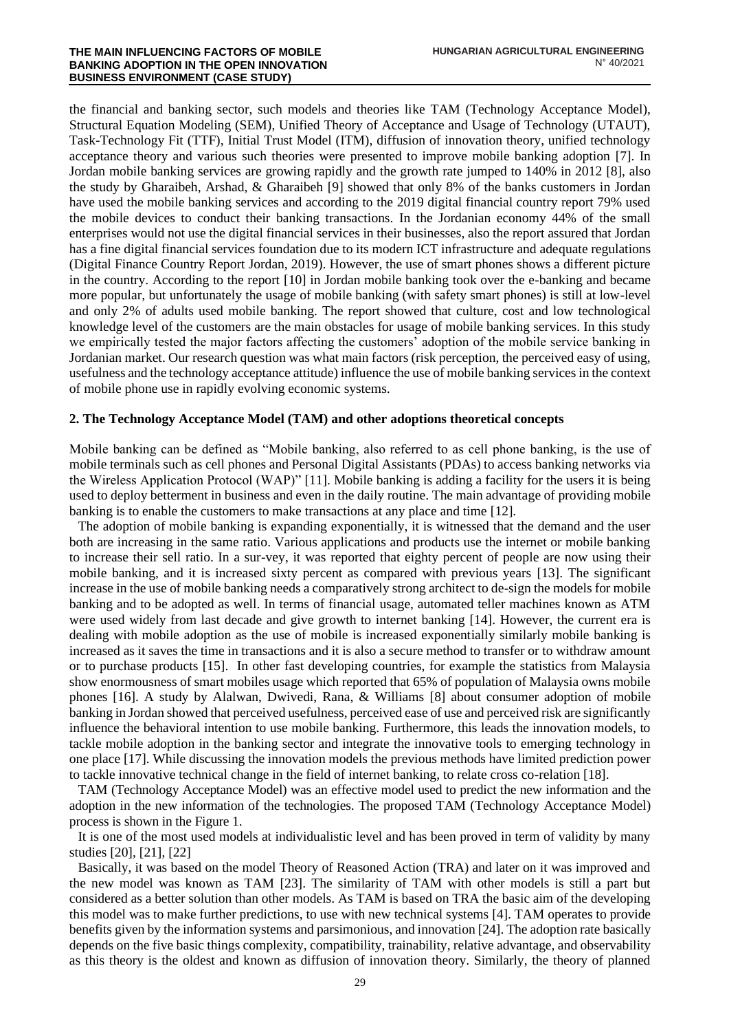the financial and banking sector, such models and theories like TAM (Technology Acceptance Model), Structural Equation Modeling (SEM), Unified Theory of Acceptance and Usage of Technology (UTAUT), Task-Technology Fit (TTF), Initial Trust Model (ITM), diffusion of innovation theory, unified technology acceptance theory and various such theories were presented to improve mobile banking adoption [7]. In Jordan mobile banking services are growing rapidly and the growth rate jumped to 140% in 2012 [8], also the study by Gharaibeh, Arshad, & Gharaibeh [9] showed that only 8% of the banks customers in Jordan have used the mobile banking services and according to the 2019 digital financial country report 79% used the mobile devices to conduct their banking transactions. In the Jordanian economy 44% of the small enterprises would not use the digital financial services in their businesses, also the report assured that Jordan has a fine digital financial services foundation due to its modern ICT infrastructure and adequate regulations (Digital Finance Country Report Jordan, 2019). However, the use of smart phones shows a different picture in the country. According to the report [10] in Jordan mobile banking took over the e-banking and became more popular, but unfortunately the usage of mobile banking (with safety smart phones) is still at low-level and only 2% of adults used mobile banking. The report showed that culture, cost and low technological knowledge level of the customers are the main obstacles for usage of mobile banking services. In this study we empirically tested the major factors affecting the customers' adoption of the mobile service banking in Jordanian market. Our research question was what main factors (risk perception, the perceived easy of using, usefulness and the technology acceptance attitude) influence the use of mobile banking services in the context of mobile phone use in rapidly evolving economic systems.

## 2. The Technology Acceptance Model (TAM) and other adoptions theoretical concepts

Mobile banking can be defined as "Mobile banking, also referred to as cell phone banking, is the use of mobile terminals such as cell phones and Personal Digital Assistants (PDAs) to access banking networks via the Wireless Application Protocol (WAP)" [11]. Mobile banking is adding a facility for the users it is being used to deploy betterment in business and even in the daily routine. The main advantage of providing mobile banking is to enable the customers to make transactions at any place and time [12].

The adoption of mobile banking is expanding exponentially, it is witnessed that the demand and the user both are increasing in the same ratio. Various applications and products use the internet or mobile banking to increase their sell ratio. In a sur-vey, it was reported that eighty percent of people are now using their mobile banking, and it is increased sixty percent as compared with previous years [13]. The significant increase in the use of mobile banking needs a comparatively strong architect to de-sign the models for mobile banking and to be adopted as well. In terms of financial usage, automated teller machines known as ATM were used widely from last decade and give growth to internet banking [14]. However, the current era is dealing with mobile adoption as the use of mobile is increased exponentially similarly mobile banking is increased as it saves the time in transactions and it is also a secure method to transfer or to withdraw amount or to purchase products [15]. In other fast developing countries, for example the statistics from Malaysia show enormousness of smart mobiles usage which reported that 65% of population of Malaysia owns mobile phones [16]. A study by Alalwan, Dwivedi, Rana, & Williams [8] about consumer adoption of mobile banking in Jordan showed that perceived usefulness, perceived ease of use and perceived risk are significantly influence the behavioral intention to use mobile banking. Furthermore, this leads the innovation models, to tackle mobile adoption in the banking sector and integrate the innovative tools to emerging technology in one place [17]. While discussing the innovation models the previous methods have limited prediction power to tackle innovative technical change in the field of internet banking, to relate cross co-relation [18].

TAM (Technology Acceptance Model) was an effective model used to predict the new information and the adoption in the new information of the technologies. The proposed TAM (Technology Acceptance Model) process is shown in the Figure 1.

It is one of the most used models at individualistic level and has been proved in term of validity by many studies [20], [21], [22]

Basically, it was based on the model Theory of Reasoned Action (TRA) and later on it was improved and the new model was known as TAM [23]. The similarity of TAM with other models is still a part but considered as a better solution than other models. As TAM is based on TRA the basic aim of the developing this model was to make further predictions, to use with new technical systems [4]. TAM operates to provide benefits given by the information systems and parsimonious, and innovation [24]. The adoption rate basically depends on the five basic things complexity, compatibility, trainability, relative advantage, and observability as this theory is the oldest and known as diffusion of innovation theory. Similarly, the theory of planned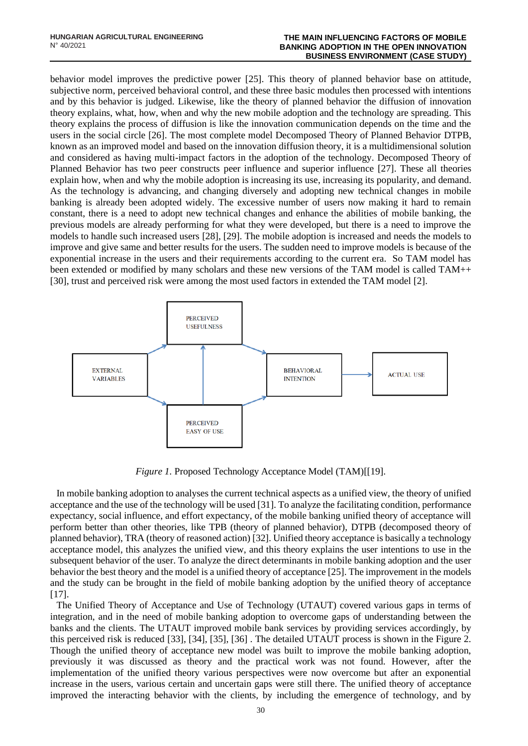behavior model improves the predictive power [25]. This theory of planned behavior base on attitude, subjective norm, perceived behavioral control, and these three basic modules then processed with intentions and by this behavior is judged. Likewise, like the theory of planned behavior the diffusion of innovation theory explains, what, how, when and why the new mobile adoption and the technology are spreading. This theory explains the process of diffusion is like the innovation communication depends on the time and the users in the social circle [26]. The most complete model Decomposed Theory of Planned Behavior DTPB, known as an improved model and based on the innovation diffusion theory, it is a multidimensional solution and considered as having multi-impact factors in the adoption of the technology. Decomposed Theory of Planned Behavior has two peer constructs peer influence and superior influence [27]. These all theories explain how, when and why the mobile adoption is increasing its use, increasing its popularity, and demand. As the technology is advancing, and changing diversely and adopting new technical changes in mobile banking is already been adopted widely. The excessive number of users now making it hard to remain constant, there is a need to adopt new technical changes and enhance the abilities of mobile banking, the previous models are already performing for what they were developed, but there is a need to improve the models to handle such increased users [28], [29]. The mobile adoption is increased and needs the models to improve and give same and better results for the users. The sudden need to improve models is because of the exponential increase in the users and their requirements according to the current era. So TAM model has been extended or modified by many scholars and these new versions of the TAM model is called TAM++ [30], trust and perceived risk were among the most used factors in extended the TAM model [2].

PERCEIVED USEFULNESS

EXTERNAL VARIABLES

BEHAVIORAL INTENTION

ACTUAL USE

PERCEIVED EASY OF USE

*Figure 1.* Proposed Technology Acceptance Model (TAM)[[19].

In mobile banking adoption to analyses the current technical aspects as a unified view, the theory of unified acceptance and the use of the technology will be used [31]. To analyze the facilitating condition, performance expectancy, social influence, and effort expectancy, of the mobile banking unified theory of acceptance will perform better than other theories, like TPB (theory of planned behavior), DTPB (decomposed theory of planned behavior), TRA (theory of reasoned action) [32]. Unified theory acceptance is basically a technology acceptance model, this analyzes the unified view, and this theory explains the user intentions to use in the subsequent behavior of the user. To analyze the direct determinants in mobile banking adoption and the user behavior the best theory and the model is a unified theory of acceptance [25]. The improvement in the models and the study can be brought in the field of mobile banking adoption by the unified theory of acceptance [17].

The Unified Theory of Acceptance and Use of Technology (UTAUT) covered various gaps in terms of integration, and in the need of mobile banking adoption to overcome gaps of understanding between the banks and the clients. The UTAUT improved mobile bank services by providing services accordingly, by this perceived risk is reduced [33], [34], [35], [36] . The detailed UTAUT process is shown in the Figure 2. Though the unified theory of acceptance new model was built to improve the mobile banking adoption, previously it was discussed as theory and the practical work was not found. However, after the implementation of the unified theory various perspectives were now overcome but after an exponential increase in the users, various certain and uncertain gaps were still there. The unified theory of acceptance improved the interacting behavior with the clients, by including the emergence of technology, and by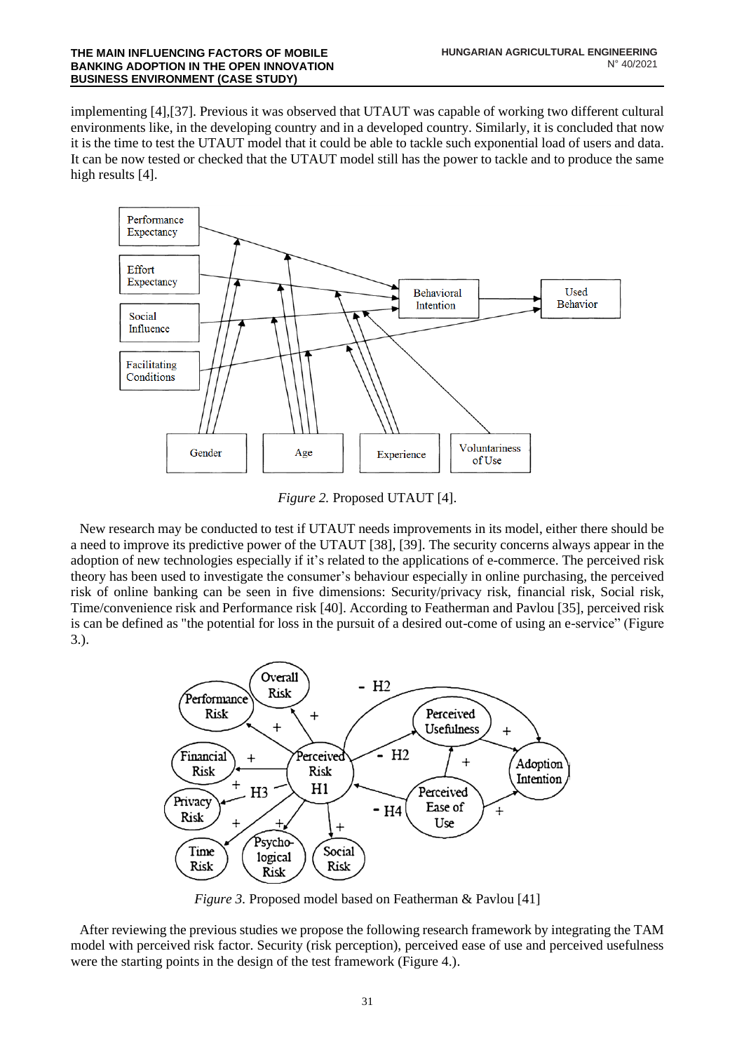implementing [4],[37]. Previous it was observed that UTAUT was capable of working two different cultural environments like, in the developing country and in a developed country. Similarly, it is concluded that now it is the time to test the UTAUT model that it could be able to tackle such exponential load of users and data. It can be now tested or checked that the UTAUT model still has the power to tackle and to produce the same high results [4].

*Figure 2.* Proposed UTAUT [4].

New research may be conducted to test if UTAUT needs improvements in its model, either there should be a need to improve its predictive power of the UTAUT [38], [39]. The security concerns always appear in the adoption of new technologies especially if it's related to the applications of e-commerce. The perceived risk theory has been used to investigate the consumer's behaviour especially in online purchasing, the perceived risk of online banking can be seen in five dimensions: Security/privacy risk, financial risk, Social risk, Time/convenience risk and Performance risk [40]. According to Featherman and Pavlou [35], perceived risk is can be defined as "the potential for loss in the pursuit of a desired out-come of using an e-service" (Figure 3.).

*Figure 3.* Proposed model based on Featherman & Pavlou [41]

After reviewing the previous studies we propose the following research framework by integrating the TAM model with perceived risk factor. Security (risk perception), perceived ease of use and perceived usefulness were the starting points in the design of the test framework (Figure 4.).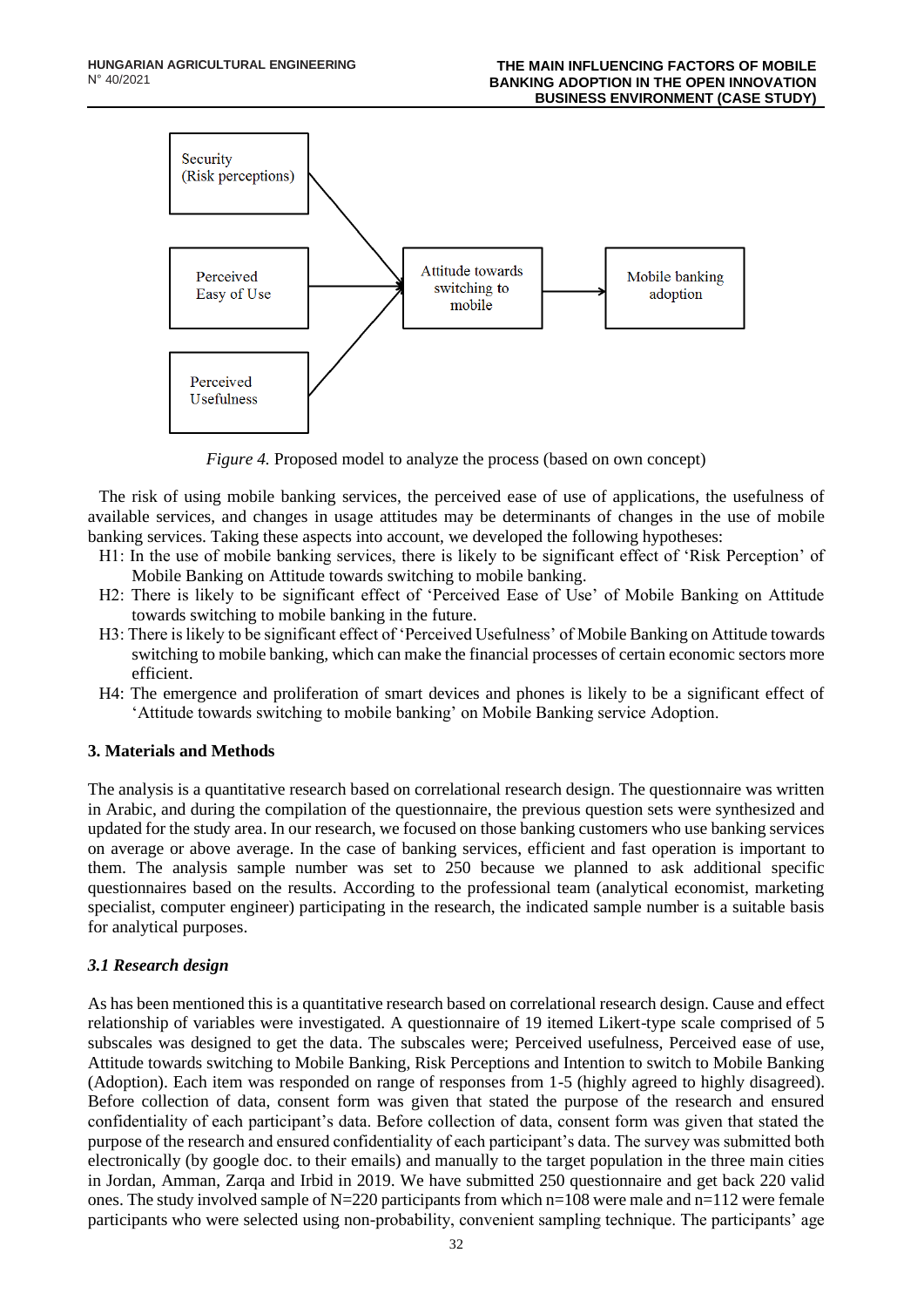Security (Risk perceptions)

Perceived Easy of Use

Perceived Usefulness

Attitude towards switching to mobile

Mobile banking adoption

*Figure 4.* Proposed model to analyze the process (based on own concept)

The risk of using mobile banking services, the perceived ease of use of applications, the usefulness of available services, and changes in usage attitudes may be determinants of changes in the use of mobile banking services. Taking these aspects into account, we developed the following hypotheses:

H1: In the use of mobile banking services, there is likely to be significant effect of 'Risk Perception' of Mobile Banking on Attitude towards switching to mobile banking.

H2: There is likely to be significant effect of 'Perceived Ease of Use' of Mobile Banking on Attitude towards switching to mobile banking in the future.

H3: There is likely to be significant effect of 'Perceived Usefulness' of Mobile Banking on Attitude towards switching to mobile banking, which can make the financial processes of certain economic sectors more efficient.

H4: The emergence and proliferation of smart devices and phones is likely to be a significant effect of 'Attitude towards switching to mobile banking' on Mobile Banking service Adoption.

## 3. Materials and Methods

The analysis is a quantitative research based on correlational research design. The questionnaire was written in Arabic, and during the compilation of the questionnaire, the previous question sets were synthesized and updated for the study area. In our research, we focused on those banking customers who use banking services on average or above average. In the case of banking services, efficient and fast operation is important to them. The analysis sample number was set to 250 because we planned to ask additional specific questionnaires based on the results. According to the professional team (analytical economist, marketing specialist, computer engineer) participating in the research, the indicated sample number is a suitable basis for analytical purposes.

### *3.1 Research design*

As has been mentioned this is a quantitative research based on correlational research design. Cause and effect relationship of variables were investigated. A questionnaire of 19 itemed Likert-type scale comprised of 5 subscales was designed to get the data. The subscales were; Perceived usefulness, Perceived ease of use, Attitude towards switching to Mobile Banking, Risk Perceptions and Intention to switch to Mobile Banking (Adoption). Each item was responded on range of responses from 1-5 (highly agreed to highly disagreed). Before collection of data, consent form was given that stated the purpose of the research and ensured confidentiality of each participant's data. Before collection of data, consent form was given that stated the purpose of the research and ensured confidentiality of each participant's data. The survey was submitted both electronically (by google doc. to their emails) and manually to the target population in the three main cities in Jordan, Amman, Zarqa and Irbid in 2019. We have submitted 250 questionnaire and get back 220 valid ones. The study involved sample of N=220 participants from which n=108 were male and n=112 were female participants who were selected using non-probability, convenient sampling technique. The participants' age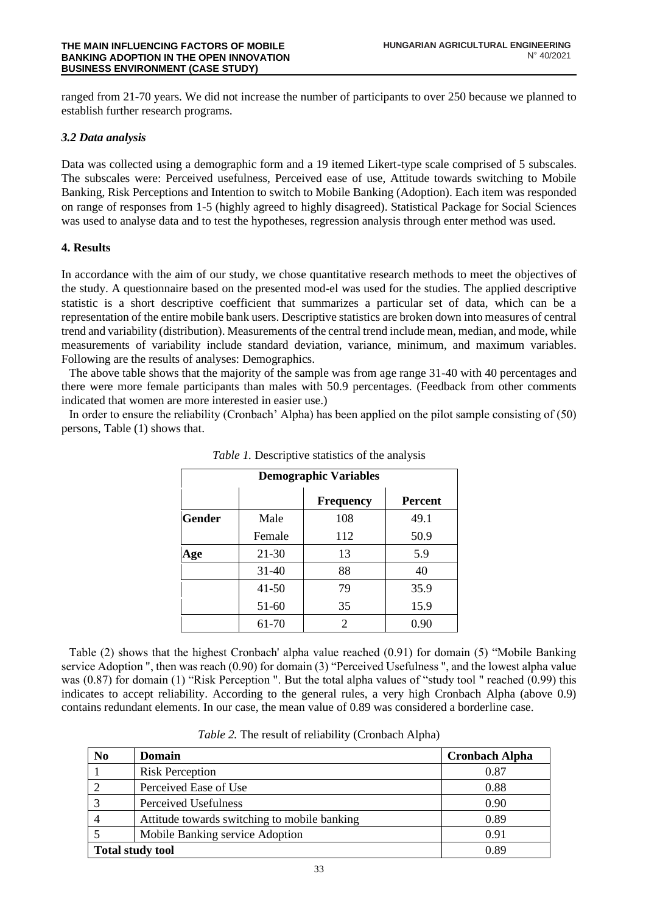ranged from 21-70 years. We did not increase the number of participants to over 250 because we planned to establish further research programs.

### *3.2 Data analysis*

Data was collected using a demographic form and a 19 itemed Likert-type scale comprised of 5 subscales. The subscales were: Perceived usefulness, Perceived ease of use, Attitude towards switching to Mobile Banking, Risk Perceptions and Intention to switch to Mobile Banking (Adoption). Each item was responded on range of responses from 1-5 (highly agreed to highly disagreed). Statistical Package for Social Sciences was used to analyse data and to test the hypotheses, regression analysis through enter method was used.

## 4. Results

In accordance with the aim of our study, we chose quantitative research methods to meet the objectives of the study. A questionnaire based on the presented mod-el was used for the studies. The applied descriptive statistic is a short descriptive coefficient that summarizes a particular set of data, which can be a representation of the entire mobile bank users. Descriptive statistics are broken down into measures of central trend and variability (distribution). Measurements of the central trend include mean, median, and mode, while measurements of variability include standard deviation, variance, minimum, and maximum variables. Following are the results of analyses: Demographics.

The above table shows that the majority of the sample was from age range 31-40 with 40 percentages and there were more female participants than males with 50.9 percentages. (Feedback from other comments indicated that women are more interested in easier use.)

In order to ensure the reliability (Cronbach' Alpha) has been applied on the pilot sample consisting of (50) persons, Table (1) shows that.

*Table 1.* Descriptive statistics of the analysis

| Demographic Variables | | | |
|---|---|---|---|
| | | **Frequency** | **Percent** |
| **Gender** | Male | 108 | 49.1 |
| | Female | 112 | 50.9 |
| **Age** | 21-30 | 13 | 5.9 |
| | 31-40 | 88 | 40 |
| | 41-50 | 79 | 35.9 |
| | 51-60 | 35 | 15.9 |
| | 61-70 | 2 | 0.90 |

Table (2) shows that the highest Cronbach' alpha value reached (0.91) for domain (5) "Mobile Banking service Adoption ", then was reach (0.90) for domain (3) "Perceived Usefulness ", and the lowest alpha value was (0.87) for domain (1) "Risk Perception ". But the total alpha values of "study tool " reached (0.99) this indicates to accept reliability. According to the general rules, a very high Cronbach Alpha (above 0.9) contains redundant elements. In our case, the mean value of 0.89 was considered a borderline case.

*Table 2.* The result of reliability (Cronbach Alpha)

| No | Domain | Cronbach Alpha |
|---|---|---|
| 1 | Risk Perception | 0.87 |
| 2 | Perceived Ease of Use | 0.88 |
| 3 | Perceived Usefulness | 0.90 |
| 4 | Attitude towards switching to mobile banking | 0.89 |
| 5 | Mobile Banking service Adoption | 0.91 |
| **Total study tool** | | 0.89 |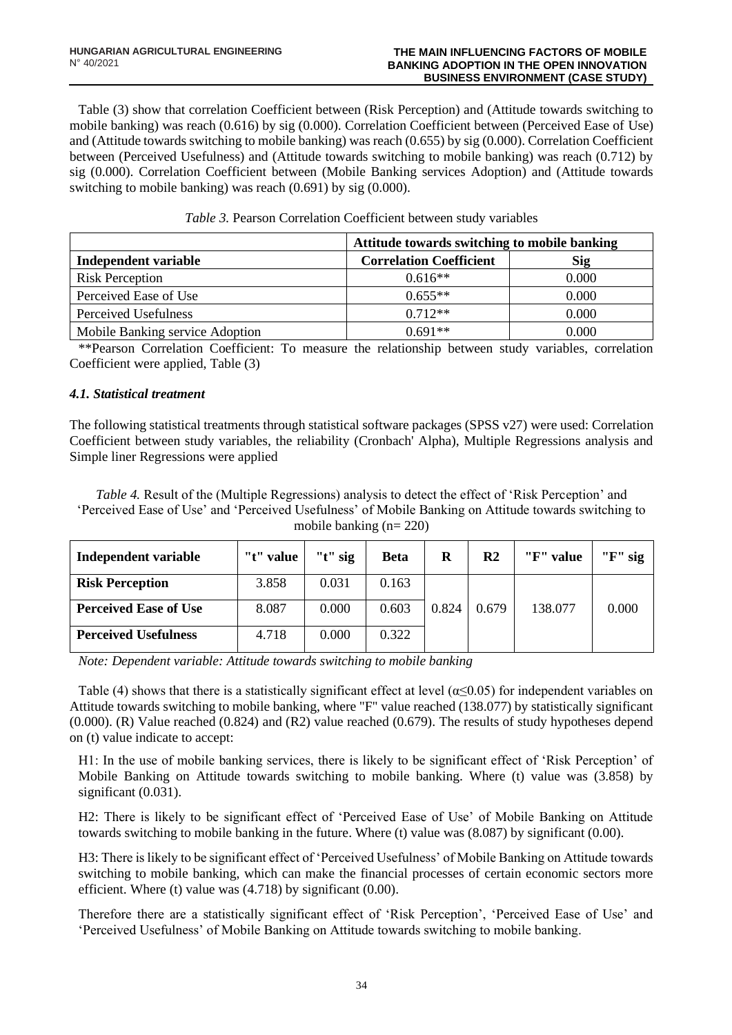Table (3) show that correlation Coefficient between (Risk Perception) and (Attitude towards switching to mobile banking) was reach (0.616) by sig (0.000). Correlation Coefficient between (Perceived Ease of Use) and (Attitude towards switching to mobile banking) was reach (0.655) by sig (0.000). Correlation Coefficient between (Perceived Usefulness) and (Attitude towards switching to mobile banking) was reach (0.712) by sig (0.000). Correlation Coefficient between (Mobile Banking services Adoption) and (Attitude towards switching to mobile banking) was reach (0.691) by sig (0.000).

*Table 3.* Pearson Correlation Coefficient between study variables

| | **Attitude towards switching to mobile banking** | |
|---|---|---|
| **Independent variable** | **Correlation Coefficient** | **Sig** |
| Risk Perception | 0.616** | 0.000 |
| Perceived Ease of Use | 0.655** | 0.000 |
| Perceived Usefulness | 0.712** | 0.000 |
| Mobile Banking service Adoption | 0.691** | 0.000 |

**Pearson Correlation Coefficient: To measure the relationship between study variables, correlation Coefficient were applied, Table (3)

### *4.1. Statistical treatment*

The following statistical treatments through statistical software packages (SPSS v27) were used: Correlation Coefficient between study variables, the reliability (Cronbach' Alpha), Multiple Regressions analysis and Simple liner Regressions were applied

*Table 4.* Result of the (Multiple Regressions) analysis to detect the effect of 'Risk Perception' and 'Perceived Ease of Use' and 'Perceived Usefulness' of Mobile Banking on Attitude towards switching to mobile banking (n= 220)

| **Independent variable** | **"t" value** | **"t" sig** | **Beta** | **R** | **R2** | **"F" value** | **"F" sig** |
|---|---|---|---|---|---|---|---|
| **Risk Perception** | 3.858 | 0.031 | 0.163 | 0.824 | 0.679 | 138.077 | 0.000 |
| **Perceived Ease of Use** | 8.087 | 0.000 | 0.603 | | | | |
| **Perceived Usefulness** | 4.718 | 0.000 | 0.322 | | | | |

*Note: Dependent variable: Attitude towards switching to mobile banking*

Table (4) shows that there is a statistically significant effect at level ($\alpha \leq 0.05$) for independent variables on Attitude towards switching to mobile banking, where "F" value reached (138.077) by statistically significant (0.000). (R) Value reached (0.824) and (R2) value reached (0.679). The results of study hypotheses depend on (t) value indicate to accept:

H1: In the use of mobile banking services, there is likely to be significant effect of 'Risk Perception' of Mobile Banking on Attitude towards switching to mobile banking. Where (t) value was (3.858) by significant (0.031).

H2: There is likely to be significant effect of 'Perceived Ease of Use' of Mobile Banking on Attitude towards switching to mobile banking in the future. Where (t) value was (8.087) by significant (0.00).

H3: There is likely to be significant effect of 'Perceived Usefulness' of Mobile Banking on Attitude towards switching to mobile banking, which can make the financial processes of certain economic sectors more efficient. Where (t) value was (4.718) by significant (0.00).

Therefore there are a statistically significant effect of 'Risk Perception', 'Perceived Ease of Use' and 'Perceived Usefulness' of Mobile Banking on Attitude towards switching to mobile banking.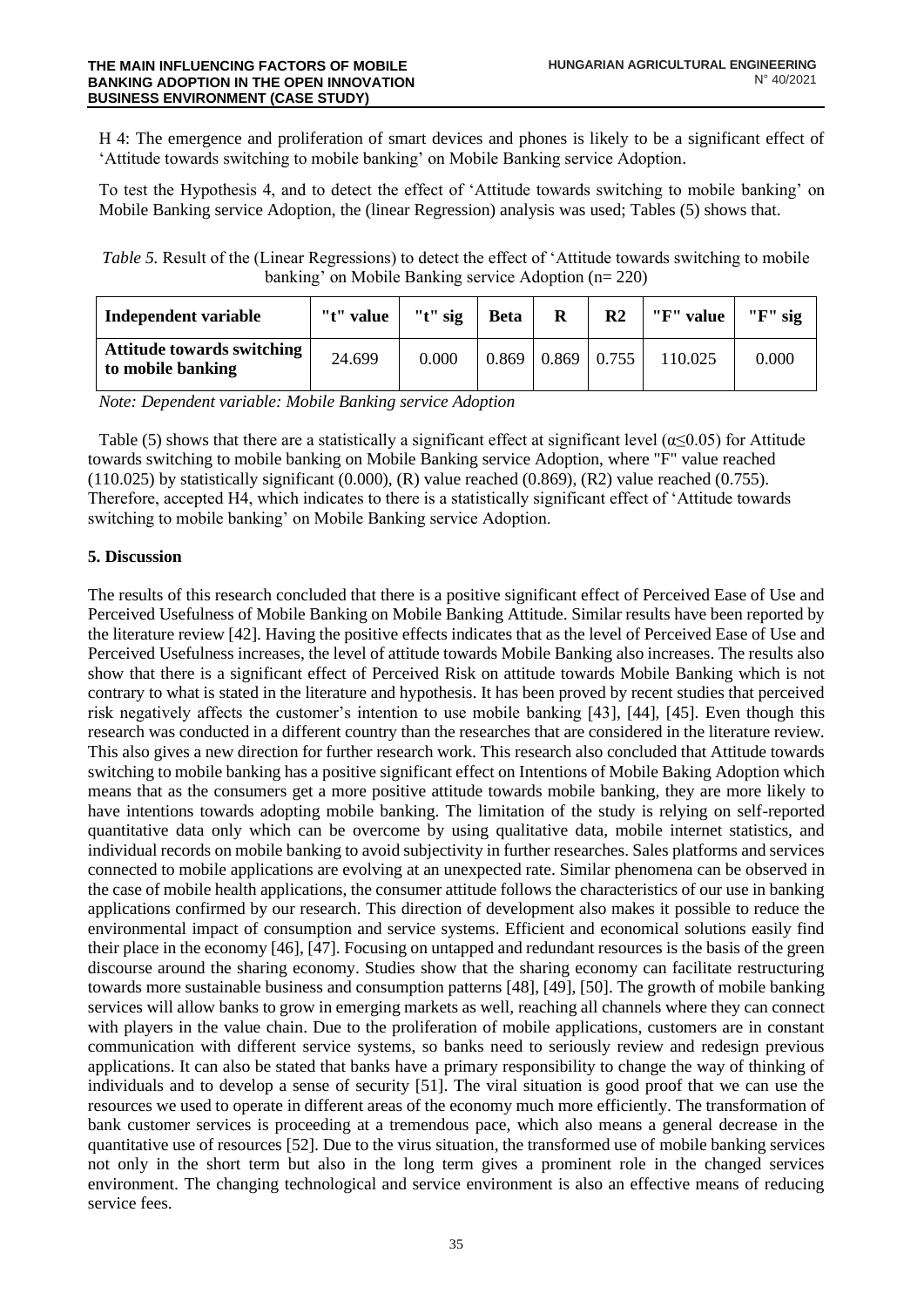H 4: The emergence and proliferation of smart devices and phones is likely to be a significant effect of 'Attitude towards switching to mobile banking' on Mobile Banking service Adoption.

To test the Hypothesis 4, and to detect the effect of 'Attitude towards switching to mobile banking' on Mobile Banking service Adoption, the (linear Regression) analysis was used; Tables (5) shows that.

*Table 5.* Result of the (Linear Regressions) to detect the effect of 'Attitude towards switching to mobile banking' on Mobile Banking service Adoption (n= 220)

| Independent variable | "t" value | "t" sig | Beta | R | R2 | "F" value | "F" sig |
|---|---|---|---|---|---|---|---|
| **Attitude towards switching to mobile banking** | 24.699 | 0.000 | 0.869 | 0.869 | 0.755 | 110.025 | 0.000 |

*Note: Dependent variable: Mobile Banking service Adoption*

Table (5) shows that there are a statistically a significant effect at significant level ($\alpha \leq 0.05$) for Attitude towards switching to mobile banking on Mobile Banking service Adoption, where "F" value reached (110.025) by statistically significant (0.000), (R) value reached (0.869), (R2) value reached (0.755). Therefore, accepted H4, which indicates to there is a statistically significant effect of 'Attitude towards switching to mobile banking' on Mobile Banking service Adoption.

## 5. Discussion

The results of this research concluded that there is a positive significant effect of Perceived Ease of Use and Perceived Usefulness of Mobile Banking on Mobile Banking Attitude. Similar results have been reported by the literature review [42]. Having the positive effects indicates that as the level of Perceived Ease of Use and Perceived Usefulness increases, the level of attitude towards Mobile Banking also increases. The results also show that there is a significant effect of Perceived Risk on attitude towards Mobile Banking which is not contrary to what is stated in the literature and hypothesis. It has been proved by recent studies that perceived risk negatively affects the customer's intention to use mobile banking [43], [44], [45]. Even though this research was conducted in a different country than the researches that are considered in the literature review. This also gives a new direction for further research work. This research also concluded that Attitude towards switching to mobile banking has a positive significant effect on Intentions of Mobile Baking Adoption which means that as the consumers get a more positive attitude towards mobile banking, they are more likely to have intentions towards adopting mobile banking. The limitation of the study is relying on self-reported quantitative data only which can be overcome by using qualitative data, mobile internet statistics, and individual records on mobile banking to avoid subjectivity in further researches. Sales platforms and services connected to mobile applications are evolving at an unexpected rate. Similar phenomena can be observed in the case of mobile health applications, the consumer attitude follows the characteristics of our use in banking applications confirmed by our research. This direction of development also makes it possible to reduce the environmental impact of consumption and service systems. Efficient and economical solutions easily find their place in the economy [46], [47]. Focusing on untapped and redundant resources is the basis of the green discourse around the sharing economy. Studies show that the sharing economy can facilitate restructuring towards more sustainable business and consumption patterns [48], [49], [50]. The growth of mobile banking services will allow banks to grow in emerging markets as well, reaching all channels where they can connect with players in the value chain. Due to the proliferation of mobile applications, customers are in constant communication with different service systems, so banks need to seriously review and redesign previous applications. It can also be stated that banks have a primary responsibility to change the way of thinking of individuals and to develop a sense of security [51]. The viral situation is good proof that we can use the resources we used to operate in different areas of the economy much more efficiently. The transformation of bank customer services is proceeding at a tremendous pace, which also means a general decrease in the quantitative use of resources [52]. Due to the virus situation, the transformed use of mobile banking services not only in the short term but also in the long term gives a prominent role in the changed services environment. The changing technological and service environment is also an effective means of reducing service fees.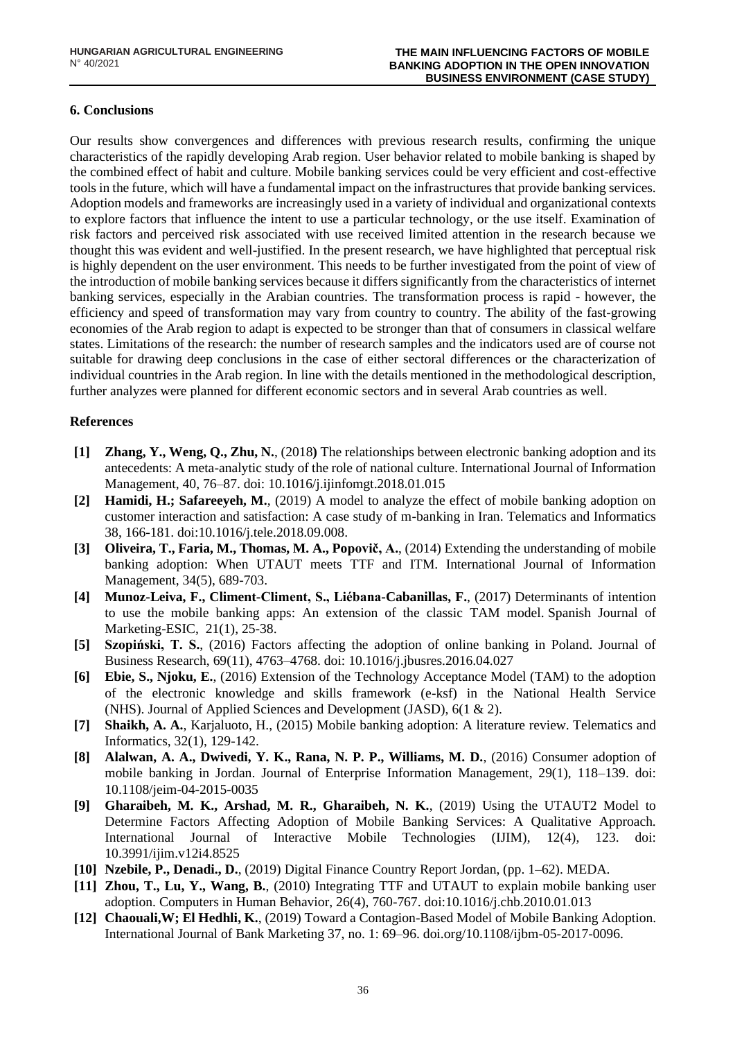## 6. Conclusions

Our results show convergences and differences with previous research results, confirming the unique characteristics of the rapidly developing Arab region. User behavior related to mobile banking is shaped by the combined effect of habit and culture. Mobile banking services could be very efficient and cost-effective tools in the future, which will have a fundamental impact on the infrastructures that provide banking services. Adoption models and frameworks are increasingly used in a variety of individual and organizational contexts to explore factors that influence the intent to use a particular technology, or the use itself. Examination of risk factors and perceived risk associated with use received limited attention in the research because we thought this was evident and well-justified. In the present research, we have highlighted that perceptual risk is highly dependent on the user environment. This needs to be further investigated from the point of view of the introduction of mobile banking services because it differs significantly from the characteristics of internet banking services, especially in the Arabian countries. The transformation process is rapid - however, the efficiency and speed of transformation may vary from country to country. The ability of the fast-growing economies of the Arab region to adapt is expected to be stronger than that of consumers in classical welfare states. Limitations of the research: the number of research samples and the indicators used are of course not suitable for drawing deep conclusions in the case of either sectoral differences or the characterization of individual countries in the Arab region. In line with the details mentioned in the methodological description, further analyzes were planned for different economic sectors and in several Arab countries as well.

## References

- **[1]** **Zhang, Y., Weng, Q., Zhu, N.**, (2018**)** The relationships between electronic banking adoption and its antecedents: A meta-analytic study of the role of national culture. International Journal of Information Management, 40, 76–87. doi: 10.1016/j.ijinfomgt.2018.01.015
- **[2]** **Hamidi, H.; Safareeyeh, M.**, (2019) A model to analyze the effect of mobile banking adoption on customer interaction and satisfaction: A case study of m-banking in Iran. Telematics and Informatics 38, 166-181. doi:10.1016/j.tele.2018.09.008.
- **[3]** **Oliveira, T., Faria, M., Thomas, M. A., Popovič, A.**, (2014) Extending the understanding of mobile banking adoption: When UTAUT meets TTF and ITM. International Journal of Information Management, 34(5), 689-703.
- **[4]** **Munoz-Leiva, F., Climent-Climent, S., Liébana-Cabanillas, F.**, (2017) Determinants of intention to use the mobile banking apps: An extension of the classic TAM model. Spanish Journal of Marketing-ESIC, 21(1), 25-38.
- **[5]** **Szopiński, T. S.**, (2016) Factors affecting the adoption of online banking in Poland. Journal of Business Research, 69(11), 4763–4768. doi: 10.1016/j.jbusres.2016.04.027
- **[6]** **Ebie, S., Njoku, E.**, (2016) Extension of the Technology Acceptance Model (TAM) to the adoption of the electronic knowledge and skills framework (e-ksf) in the National Health Service (NHS). Journal of Applied Sciences and Development (JASD), 6(1 & 2).
- **[7]** **Shaikh, A. A.**, Karjaluoto, H., (2015) Mobile banking adoption: A literature review. Telematics and Informatics, 32(1), 129-142.
- **[8]** **Alalwan, A. A., Dwivedi, Y. K., Rana, N. P. P., Williams, M. D.**, (2016) Consumer adoption of mobile banking in Jordan. Journal of Enterprise Information Management, 29(1), 118–139. doi: 10.1108/jeim-04-2015-0035
- **[9]** **Gharaibeh, M. K., Arshad, M. R., Gharaibeh, N. K.**, (2019) Using the UTAUT2 Model to Determine Factors Affecting Adoption of Mobile Banking Services: A Qualitative Approach. International Journal of Interactive Mobile Technologies (IJIM), 12(4), 123. doi: 10.3991/ijim.v12i4.8525
- **[10]** **Nzebile, P., Denadi., D.**, (2019) Digital Finance Country Report Jordan, (pp. 1–62). MEDA.
- **[11]** **Zhou, T., Lu, Y., Wang, B.**, (2010) Integrating TTF and UTAUT to explain mobile banking user adoption. Computers in Human Behavior, 26(4), 760-767. doi:10.1016/j.chb.2010.01.013
- **[12]** **Chaouali,W; El Hedhli, K.**, (2019) Toward a Contagion-Based Model of Mobile Banking Adoption. International Journal of Bank Marketing 37, no. 1: 69–96. doi.org/10.1108/ijbm-05-2017-0096.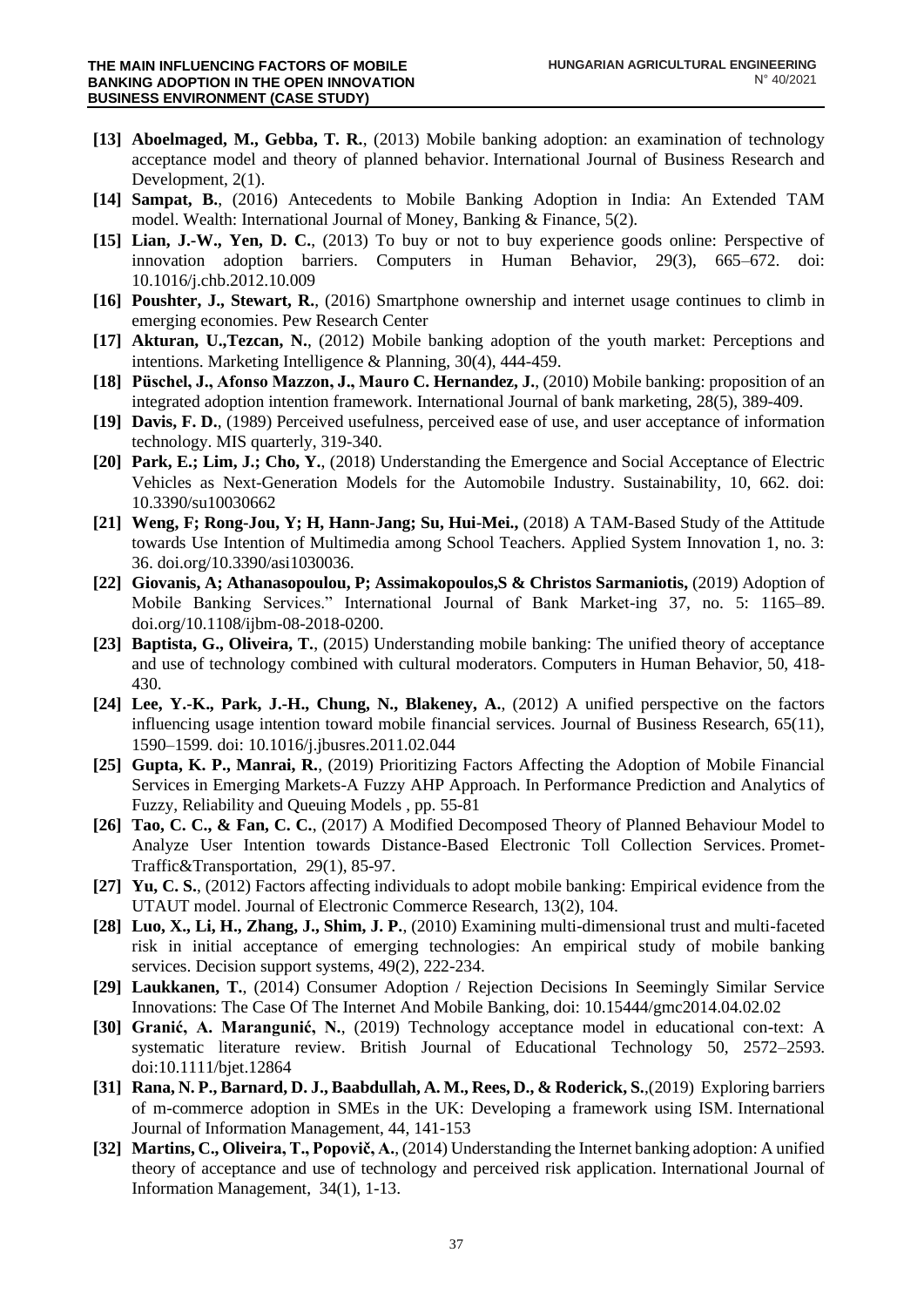- **[13] Aboelmaged, M., Gebba, T. R.**, (2013) Mobile banking adoption: an examination of technology acceptance model and theory of planned behavior. International Journal of Business Research and Development, 2(1).
- **[14] Sampat, B.**, (2016) Antecedents to Mobile Banking Adoption in India: An Extended TAM model. Wealth: International Journal of Money, Banking & Finance, 5(2).
- **[15] Lian, J.-W., Yen, D. C.**, (2013) To buy or not to buy experience goods online: Perspective of innovation adoption barriers. Computers in Human Behavior, 29(3), 665–672. doi: 10.1016/j.chb.2012.10.009
- **[16] Poushter, J., Stewart, R.**, (2016) Smartphone ownership and internet usage continues to climb in emerging economies. Pew Research Center
- **[17] Akturan, U.,Tezcan, N.**, (2012) Mobile banking adoption of the youth market: Perceptions and intentions. Marketing Intelligence & Planning, 30(4), 444-459.
- **[18] Püschel, J., Afonso Mazzon, J., Mauro C. Hernandez, J.**, (2010) Mobile banking: proposition of an integrated adoption intention framework. International Journal of bank marketing, 28(5), 389-409.
- **[19] Davis, F. D.**, (1989) Perceived usefulness, perceived ease of use, and user acceptance of information technology. MIS quarterly, 319-340.
- **[20] Park, E.; Lim, J.; Cho, Y.**, (2018) Understanding the Emergence and Social Acceptance of Electric Vehicles as Next-Generation Models for the Automobile Industry. Sustainability, 10, 662. doi: 10.3390/su10030662
- **[21] Weng, F; Rong-Jou, Y; H, Hann-Jang; Su, Hui-Mei.,** (2018) A TAM-Based Study of the Attitude towards Use Intention of Multimedia among School Teachers. Applied System Innovation 1, no. 3: 36. doi.org/10.3390/asi1030036.
- **[22] Giovanis, A; Athanasopoulou, P; Assimakopoulos,S & Christos Sarmaniotis,** (2019) Adoption of Mobile Banking Services." International Journal of Bank Market-ing 37, no. 5: 1165–89. doi.org/10.1108/ijbm-08-2018-0200.
- **[23] Baptista, G., Oliveira, T.**, (2015) Understanding mobile banking: The unified theory of acceptance and use of technology combined with cultural moderators. Computers in Human Behavior, 50, 418-430.
- **[24] Lee, Y.-K., Park, J.-H., Chung, N., Blakeney, A.**, (2012) A unified perspective on the factors influencing usage intention toward mobile financial services. Journal of Business Research, 65(11), 1590–1599. doi: 10.1016/j.jbusres.2011.02.044
- **[25] Gupta, K. P., Manrai, R.**, (2019) Prioritizing Factors Affecting the Adoption of Mobile Financial Services in Emerging Markets-A Fuzzy AHP Approach. In Performance Prediction and Analytics of Fuzzy, Reliability and Queuing Models , pp. 55-81
- **[26] Tao, C. C., & Fan, C. C.**, (2017) A Modified Decomposed Theory of Planned Behaviour Model to Analyze User Intention towards Distance-Based Electronic Toll Collection Services. Promet-Traffic&Transportation, 29(1), 85-97.
- **[27] Yu, C. S.**, (2012) Factors affecting individuals to adopt mobile banking: Empirical evidence from the UTAUT model. Journal of Electronic Commerce Research, 13(2), 104.
- **[28] Luo, X., Li, H., Zhang, J., Shim, J. P.**, (2010) Examining multi-dimensional trust and multi-faceted risk in initial acceptance of emerging technologies: An empirical study of mobile banking services. Decision support systems, 49(2), 222-234.
- **[29] Laukkanen, T.**, (2014) Consumer Adoption / Rejection Decisions In Seemingly Similar Service Innovations: The Case Of The Internet And Mobile Banking, doi: 10.15444/gmc2014.04.02.02
- **[30] Granić, A. Marangunić, N.**, (2019) Technology acceptance model in educational con-text: A systematic literature review. British Journal of Educational Technology 50, 2572–2593. doi:10.1111/bjet.12864
- **[31] Rana, N. P., Barnard, D. J., Baabdullah, A. M., Rees, D., & Roderick, S.**,(2019) Exploring barriers of m-commerce adoption in SMEs in the UK: Developing a framework using ISM. International Journal of Information Management, 44, 141-153
- **[32] Martins, C., Oliveira, T., Popovič, A.**, (2014) Understanding the Internet banking adoption: A unified theory of acceptance and use of technology and perceived risk application. International Journal of Information Management, 34(1), 1-13.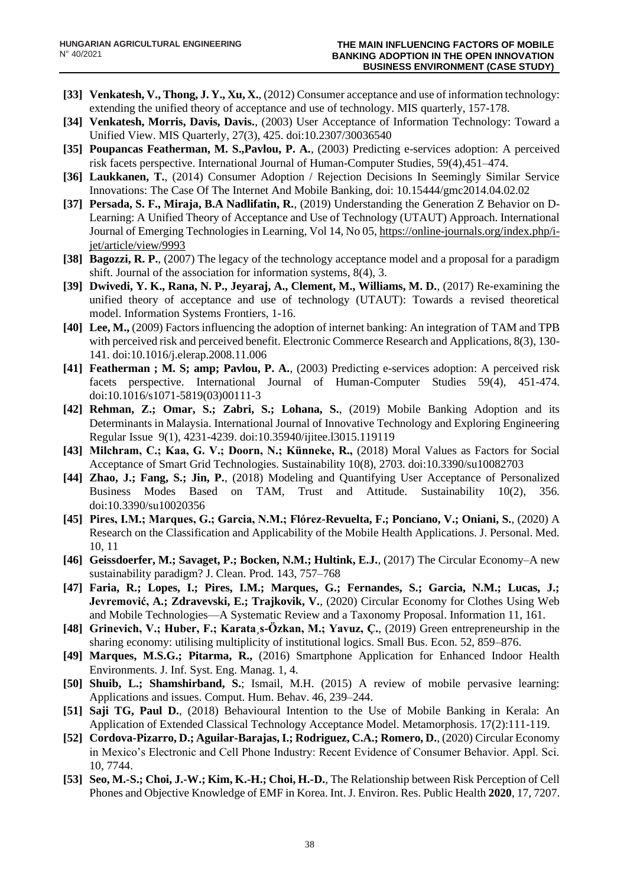- **[33] Venkatesh, V., Thong, J. Y., Xu, X.**, (2012) Consumer acceptance and use of information technology: extending the unified theory of acceptance and use of technology. MIS quarterly, 157-178.
- **[34] Venkatesh, Morris, Davis, Davis.**, (2003) User Acceptance of Information Technology: Toward a Unified View. MIS Quarterly, 27(3), 425. doi:10.2307/30036540
- **[35] Poupancas Featherman, M. S.,Pavlou, P. A.**, (2003) Predicting e-services adoption: A perceived risk facets perspective. International Journal of Human-Computer Studies, 59(4),451–474.
- **[36] Laukkanen, T.**, (2014) Consumer Adoption / Rejection Decisions In Seemingly Similar Service Innovations: The Case Of The Internet And Mobile Banking, doi: 10.15444/gmc2014.04.02.02
- **[37] Persada, S. F., Miraja, B.A Nadlifatin, R.**, (2019) Understanding the Generation Z Behavior on D-Learning: A Unified Theory of Acceptance and Use of Technology (UTAUT) Approach. International Journal of Emerging Technologies in Learning, Vol 14, No 05, https://online-journals.org/index.php/i-jet/article/view/9993
- **[38] Bagozzi, R. P.**, (2007) The legacy of the technology acceptance model and a proposal for a paradigm shift. Journal of the association for information systems, 8(4), 3.
- **[39] Dwivedi, Y. K., Rana, N. P., Jeyaraj, A., Clement, M., Williams, M. D.**, (2017) Re-examining the unified theory of acceptance and use of technology (UTAUT): Towards a revised theoretical model. Information Systems Frontiers, 1-16.
- **[40] Lee, M.,** (2009) Factors influencing the adoption of internet banking: An integration of TAM and TPB with perceived risk and perceived benefit. Electronic Commerce Research and Applications, 8(3), 130-141. doi:10.1016/j.elerap.2008.11.006
- **[41] Featherman ; M. S; amp; Pavlou, P. A.**, (2003) Predicting e-services adoption: A perceived risk facets perspective. International Journal of Human-Computer Studies 59(4), 451-474. doi:10.1016/s1071-5819(03)00111-3
- **[42] Rehman, Z.; Omar, S.; Zabri, S.; Lohana, S.**, (2019) Mobile Banking Adoption and its Determinants in Malaysia. International Journal of Innovative Technology and Exploring Engineering Regular Issue 9(1), 4231-4239. doi:10.35940/ijitee.l3015.119119
- **[43] Milchram, C.; Kaa, G. V.; Doorn, N.; Künneke, R.,** (2018) Moral Values as Factors for Social Acceptance of Smart Grid Technologies. Sustainability 10(8), 2703. doi:10.3390/su10082703
- **[44] Zhao, J.; Fang, S.; Jin, P.**, (2018) Modeling and Quantifying User Acceptance of Personalized Business Modes Based on TAM, Trust and Attitude. Sustainability 10(2), 356. doi:10.3390/su10020356
- **[45] Pires, I.M.; Marques, G.; Garcia, N.M.; Flórez-Revuelta, F.; Ponciano, V.; Oniani, S.**, (2020) A Research on the Classification and Applicability of the Mobile Health Applications. J. Personal. Med. 10, 11
- **[46] Geissdoerfer, M.; Savaget, P.; Bocken, N.M.; Hultink, E.J.**, (2017) The Circular Economy–A new sustainability paradigm? J. Clean. Prod. 143, 757–768
- **[47] Faria, R.; Lopes, I.; Pires, I.M.; Marques, G.; Fernandes, S.; Garcia, N.M.; Lucas, J.; Jevremović, A.; Zdravevski, E.; Trajkovik, V.**, (2020) Circular Economy for Clothes Using Web and Mobile Technologies—A Systematic Review and a Taxonomy Proposal. Information 11, 161.
- **[48] Grinevich, V.; Huber, F.; Karata¸s-Özkan, M.; Yavuz, Ç.**, (2019) Green entrepreneurship in the sharing economy: utilising multiplicity of institutional logics. Small Bus. Econ. 52, 859–876.
- **[49] Marques, M.S.G.; Pitarma, R.,** (2016) Smartphone Application for Enhanced Indoor Health Environments. J. Inf. Syst. Eng. Manag. 1, 4.
- **[50] Shuib, L.; Shamshirband, S.**; Ismail, M.H. (2015) A review of mobile pervasive learning: Applications and issues. Comput. Hum. Behav. 46, 239–244.
- **[51] Saji TG, Paul D.**, (2018) Behavioural Intention to the Use of Mobile Banking in Kerala: An Application of Extended Classical Technology Acceptance Model. Metamorphosis. 17(2):111-119.
- **[52] Cordova-Pizarro, D.; Aguilar-Barajas, I.; Rodriguez, C.A.; Romero, D.**, (2020) Circular Economy in Mexico's Electronic and Cell Phone Industry: Recent Evidence of Consumer Behavior. Appl. Sci. 10, 7744.
- **[53] Seo, M.-S.; Choi, J.-W.; Kim, K.-H.; Choi, H.-D.**, The Relationship between Risk Perception of Cell Phones and Objective Knowledge of EMF in Korea. Int. J. Environ. Res. Public Health **2020**, 17, 7207.